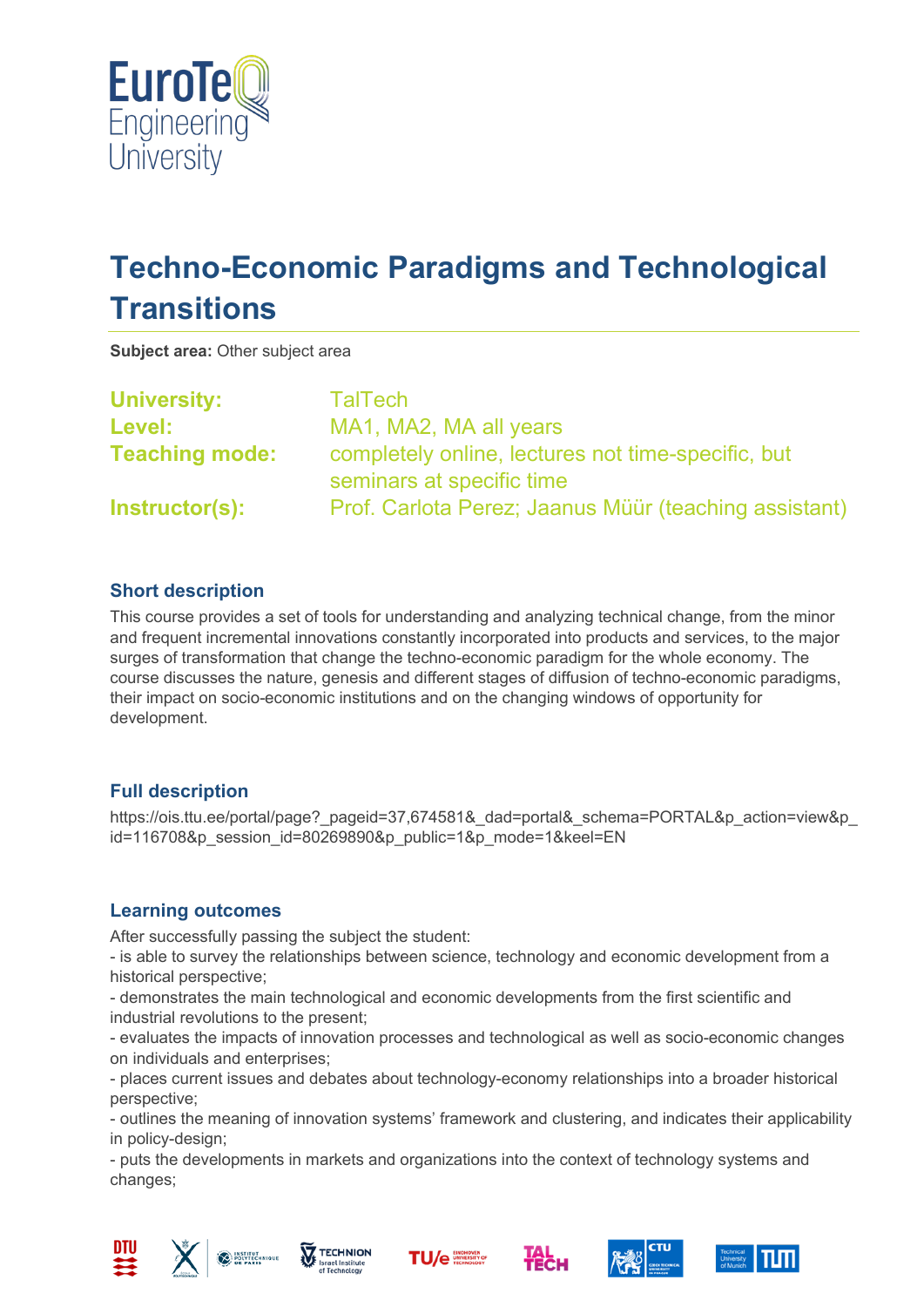# Techno-Economic Paradigms and Technological Transitions

**Subject area:** Other subject area

**University:** TalTech
**Level:** MA1, MA2, MA all years
**Teaching mode:** completely online, lectures not time-specific, but seminars at specific time
**Instructor(s):** Prof. Carlota Perez; Jaanus Müür (teaching assistant)

## Short description

This course provides a set of tools for understanding and analyzing technical change, from the minor and frequent incremental innovations constantly incorporated into products and services, to the major surges of transformation that change the techno-economic paradigm for the whole economy. The course discusses the nature, genesis and different stages of diffusion of techno-economic paradigms, their impact on socio-economic institutions and on the changing windows of opportunity for development.

## Full description

https://ois.ttu.ee/portal/page?_pageid=37,674581&_dad=portal&_schema=PORTAL&p_action=view&p_id=116708&p_session_id=80269890&p_public=1&p_mode=1&keel=EN

## Learning outcomes

After successfully passing the subject the student:
- is able to survey the relationships between science, technology and economic development from a historical perspective;
- demonstrates the main technological and economic developments from the first scientific and industrial revolutions to the present;
- evaluates the impacts of innovation processes and technological as well as socio-economic changes on individuals and enterprises;
- places current issues and debates about technology-economy relationships into a broader historical perspective;
- outlines the meaning of innovation systems' framework and clustering, and indicates their applicability in policy-design;
- puts the developments in markets and organizations into the context of technology systems and changes;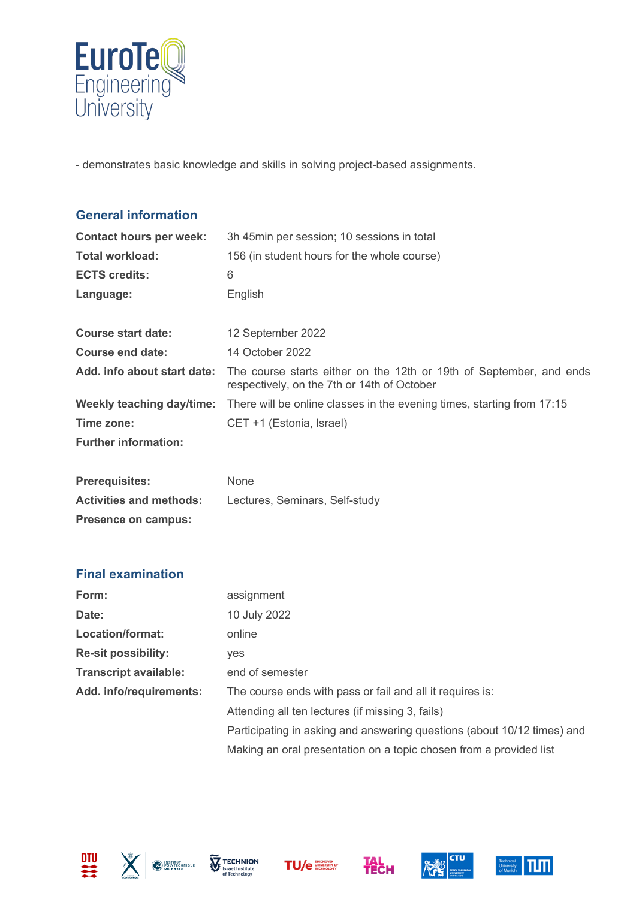- demonstrates basic knowledge and skills in solving project-based assignments.

## General information

| | |
|---|---|
| **Contact hours per week:** | 3h 45min per session; 10 sessions in total |
| **Total workload:** | 156 (in student hours for the whole course) |
| **ECTS credits:** | 6 |
| **Language:** | English |
| **Course start date:** | 12 September 2022 |
| **Course end date:** | 14 October 2022 |
| **Add. info about start date:** | The course starts either on the 12th or 19th of September, and ends respectively, on the 7th or 14th of October |
| **Weekly teaching day/time:** | There will be online classes in the evening times, starting from 17:15 |
| **Time zone:** | CET +1 (Estonia, Israel) |
| **Further information:** | |
| **Prerequisites:** | None |
| **Activities and methods:** | Lectures, Seminars, Self-study |
| **Presence on campus:** | |

## Final examination

| | |
|---|---|
| **Form:** | assignment |
| **Date:** | 10 July 2022 |
| **Location/format:** | online |
| **Re-sit possibility:** | yes |
| **Transcript available:** | end of semester |
| **Add. info/requirements:** | The course ends with pass or fail and all it requires is: Attending all ten lectures (if missing 3, fails) Participating in asking and answering questions (about 10/12 times) and Making an oral presentation on a topic chosen from a provided list |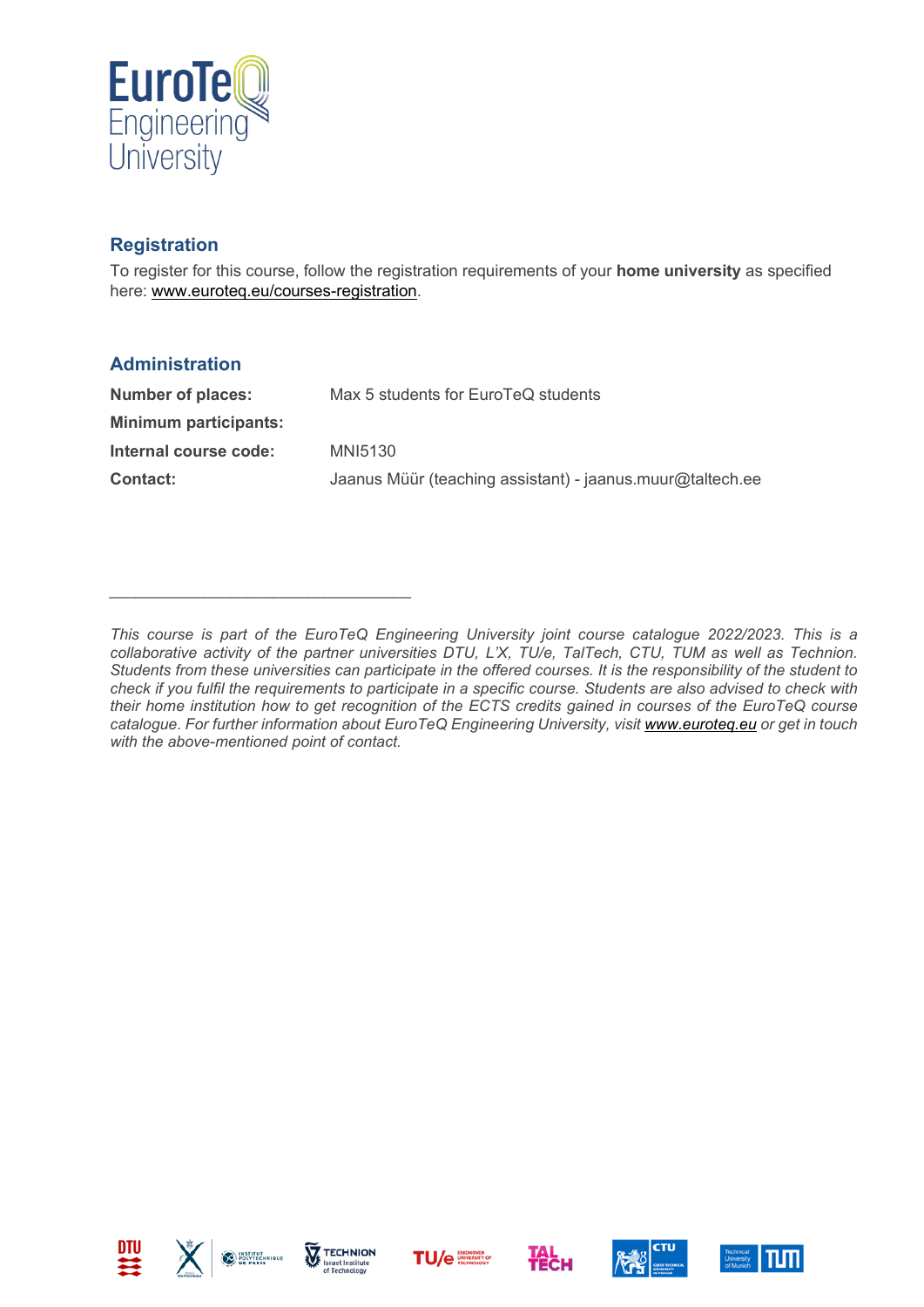## Registration

To register for this course, follow the registration requirements of your **home university** as specified here: [www.euroteq.eu/courses-registration](www.euroteq.eu/courses-registration).

## Administration

| | |
|---|---|
| **Number of places:** | Max 5 students for EuroTeQ students |
| **Minimum participants:** | |
| **Internal course code:** | MNI5130 |
| **Contact:** | Jaanus Müür (teaching assistant) - jaanus.muur@taltech.ee |

---

*This course is part of the EuroTeQ Engineering University joint course catalogue 2022/2023. This is a collaborative activity of the partner universities DTU, L'X, TU/e, TalTech, CTU, TUM as well as Technion. Students from these universities can participate in the offered courses. It is the responsibility of the student to check if you fulfil the requirements to participate in a specific course. Students are also advised to check with their home institution how to get recognition of the ECTS credits gained in courses of the EuroTeQ course catalogue. For further information about EuroTeQ Engineering University, visit [www.euroteq.eu](www.euroteq.eu) or get in touch with the above-mentioned point of contact.*